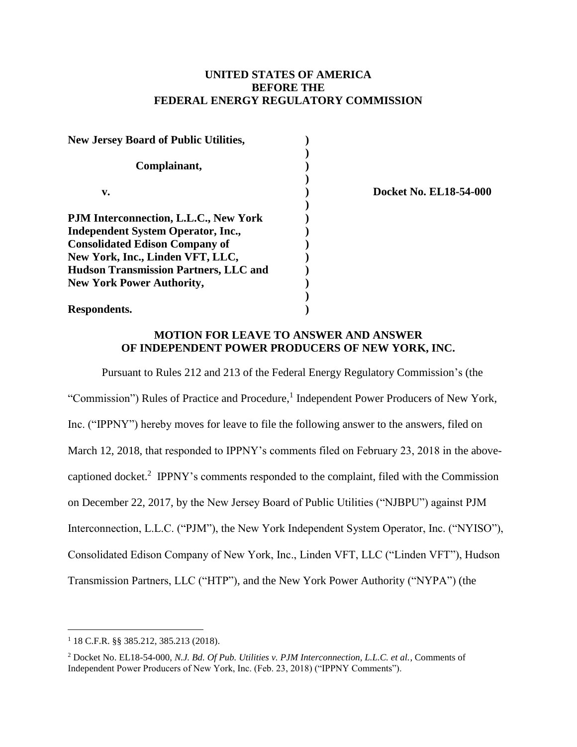**UNITED STATES OF AMERICA**
**BEFORE THE**
**FEDERAL ENERGY REGULATORY COMMISSION**

| | | |
|---|---|---|
| **New Jersey Board of Public Utilities,** | **)** | |
| | **)** | |
| **Complainant,** | **)** | |
| | **)** | |
| **v.** | **)** | **Docket No. EL18-54-000** |
| | **)** | |
| **PJM Interconnection, L.L.C., New York Independent System Operator, Inc., Consolidated Edison Company of New York, Inc., Linden VFT, LLC, Hudson Transmission Partners, LLC and New York Power Authority,** | **)** | |
| | **)** | |
| **Respondents.** | **)** | |

**MOTION FOR LEAVE TO ANSWER AND ANSWER OF INDEPENDENT POWER PRODUCERS OF NEW YORK, INC.**

Pursuant to Rules 212 and 213 of the Federal Energy Regulatory Commission's (the "Commission") Rules of Practice and Procedure,[1] Independent Power Producers of New York, Inc. ("IPPNY") hereby moves for leave to file the following answer to the answers, filed on March 12, 2018, that responded to IPPNY's comments filed on February 23, 2018 in the above-captioned docket.[2] IPPNY's comments responded to the complaint, filed with the Commission on December 22, 2017, by the New Jersey Board of Public Utilities ("NJBPU") against PJM Interconnection, L.L.C. ("PJM"), the New York Independent System Operator, Inc. ("NYISO"), Consolidated Edison Company of New York, Inc., Linden VFT, LLC ("Linden VFT"), Hudson Transmission Partners, LLC ("HTP"), and the New York Power Authority ("NYPA") (the

---

[1] 18 C.F.R. §§ 385.212, 385.213 (2018).

[2] Docket No. EL18-54-000, *N.J. Bd. Of Pub. Utilities v. PJM Interconnection, L.L.C. et al.*, Comments of Independent Power Producers of New York, Inc. (Feb. 23, 2018) ("IPPNY Comments").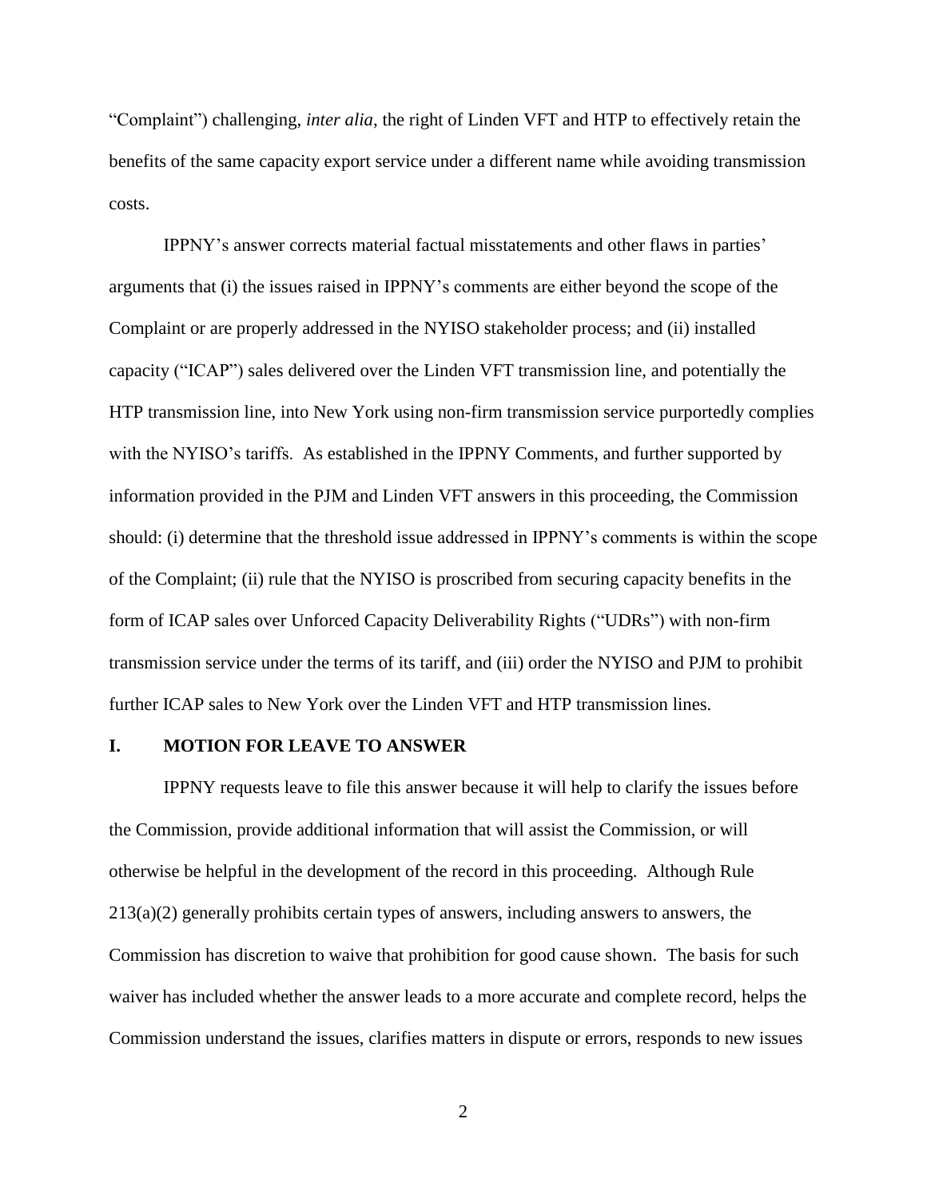"Complaint") challenging, *inter alia*, the right of Linden VFT and HTP to effectively retain the benefits of the same capacity export service under a different name while avoiding transmission costs.

IPPNY's answer corrects material factual misstatements and other flaws in parties' arguments that (i) the issues raised in IPPNY's comments are either beyond the scope of the Complaint or are properly addressed in the NYISO stakeholder process; and (ii) installed capacity ("ICAP") sales delivered over the Linden VFT transmission line, and potentially the HTP transmission line, into New York using non-firm transmission service purportedly complies with the NYISO's tariffs. As established in the IPPNY Comments, and further supported by information provided in the PJM and Linden VFT answers in this proceeding, the Commission should: (i) determine that the threshold issue addressed in IPPNY's comments is within the scope of the Complaint; (ii) rule that the NYISO is proscribed from securing capacity benefits in the form of ICAP sales over Unforced Capacity Deliverability Rights ("UDRs") with non-firm transmission service under the terms of its tariff, and (iii) order the NYISO and PJM to prohibit further ICAP sales to New York over the Linden VFT and HTP transmission lines.

## I. MOTION FOR LEAVE TO ANSWER

IPPNY requests leave to file this answer because it will help to clarify the issues before the Commission, provide additional information that will assist the Commission, or will otherwise be helpful in the development of the record in this proceeding. Although Rule 213(a)(2) generally prohibits certain types of answers, including answers to answers, the Commission has discretion to waive that prohibition for good cause shown. The basis for such waiver has included whether the answer leads to a more accurate and complete record, helps the Commission understand the issues, clarifies matters in dispute or errors, responds to new issues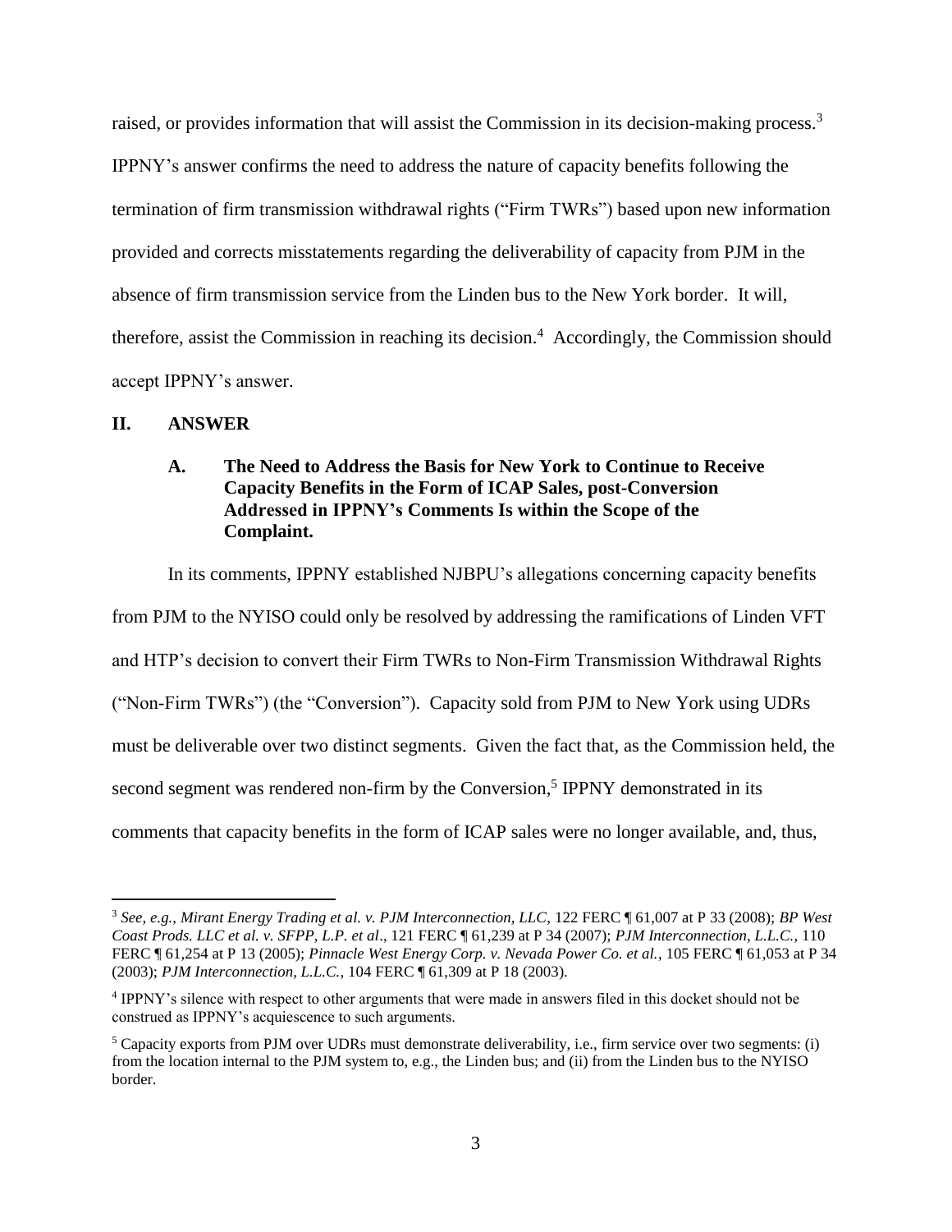raised, or provides information that will assist the Commission in its decision-making process.[3] IPPNY's answer confirms the need to address the nature of capacity benefits following the termination of firm transmission withdrawal rights ("Firm TWRs") based upon new information provided and corrects misstatements regarding the deliverability of capacity from PJM in the absence of firm transmission service from the Linden bus to the New York border. It will, therefore, assist the Commission in reaching its decision.[4] Accordingly, the Commission should accept IPPNY's answer.

## II. ANSWER

### A. The Need to Address the Basis for New York to Continue to Receive Capacity Benefits in the Form of ICAP Sales, post-Conversion Addressed in IPPNY's Comments Is within the Scope of the Complaint.

In its comments, IPPNY established NJBPU's allegations concerning capacity benefits from PJM to the NYISO could only be resolved by addressing the ramifications of Linden VFT and HTP's decision to convert their Firm TWRs to Non-Firm Transmission Withdrawal Rights ("Non-Firm TWRs") (the "Conversion"). Capacity sold from PJM to New York using UDRs must be deliverable over two distinct segments. Given the fact that, as the Commission held, the second segment was rendered non-firm by the Conversion,[5] IPPNY demonstrated in its comments that capacity benefits in the form of ICAP sales were no longer available, and, thus,

---

[3] *See, e.g.*, *Mirant Energy Trading et al. v. PJM Interconnection, LLC*, 122 FERC ¶ 61,007 at P 33 (2008); *BP West Coast Prods. LLC et al. v. SFPP, L.P. et al*., 121 FERC ¶ 61,239 at P 34 (2007); *PJM Interconnection, L.L.C.*, 110 FERC ¶ 61,254 at P 13 (2005); *Pinnacle West Energy Corp. v. Nevada Power Co. et al.*, 105 FERC ¶ 61,053 at P 34 (2003); *PJM Interconnection, L.L.C.*, 104 FERC ¶ 61,309 at P 18 (2003).

[4] IPPNY's silence with respect to other arguments that were made in answers filed in this docket should not be construed as IPPNY's acquiescence to such arguments.

[5] Capacity exports from PJM over UDRs must demonstrate deliverability, i.e., firm service over two segments: (i) from the location internal to the PJM system to, e.g., the Linden bus; and (ii) from the Linden bus to the NYISO border.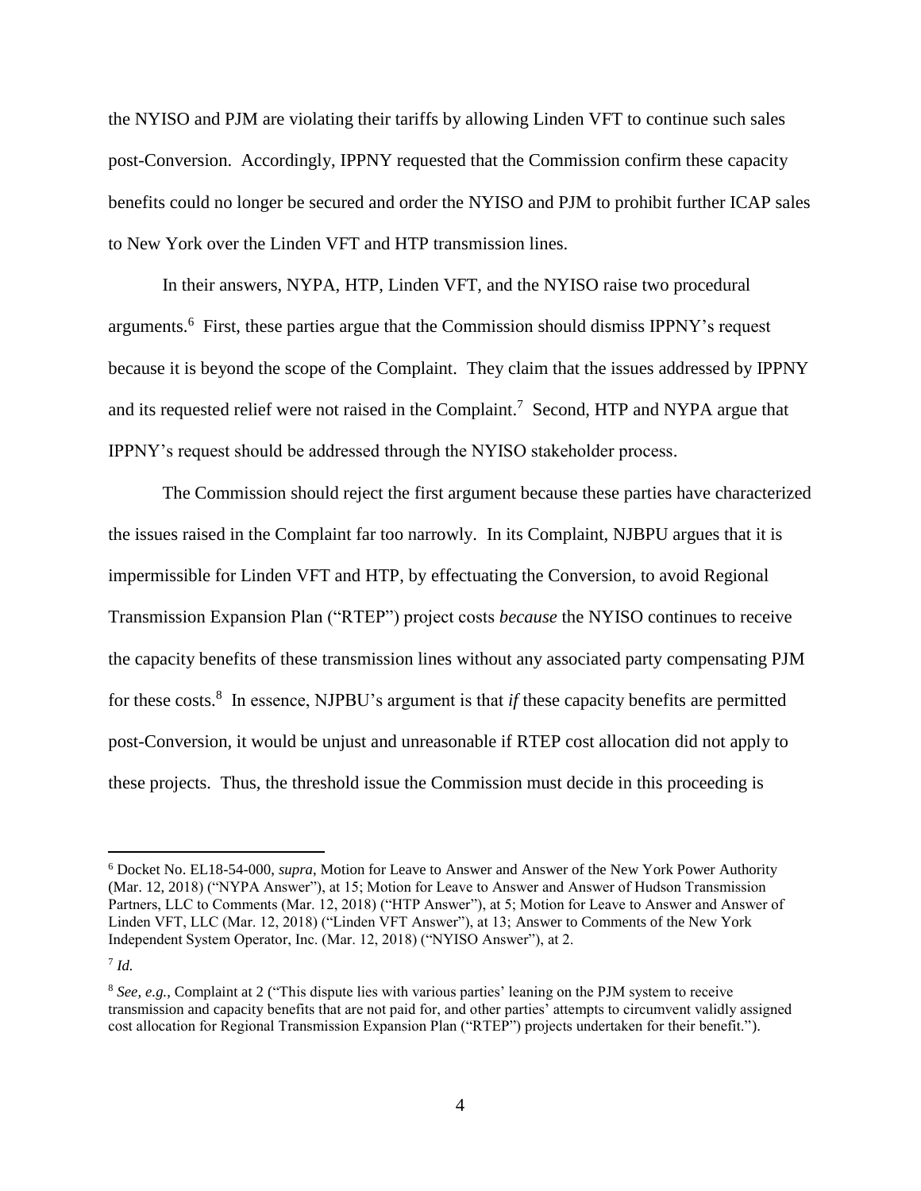the NYISO and PJM are violating their tariffs by allowing Linden VFT to continue such sales post-Conversion. Accordingly, IPPNY requested that the Commission confirm these capacity benefits could no longer be secured and order the NYISO and PJM to prohibit further ICAP sales to New York over the Linden VFT and HTP transmission lines.

In their answers, NYPA, HTP, Linden VFT, and the NYISO raise two procedural arguments.[6] First, these parties argue that the Commission should dismiss IPPNY's request because it is beyond the scope of the Complaint. They claim that the issues addressed by IPPNY and its requested relief were not raised in the Complaint.[7] Second, HTP and NYPA argue that IPPNY's request should be addressed through the NYISO stakeholder process.

The Commission should reject the first argument because these parties have characterized the issues raised in the Complaint far too narrowly. In its Complaint, NJBPU argues that it is impermissible for Linden VFT and HTP, by effectuating the Conversion, to avoid Regional Transmission Expansion Plan ("RTEP") project costs *because* the NYISO continues to receive the capacity benefits of these transmission lines without any associated party compensating PJM for these costs.[8] In essence, NJPBU's argument is that *if* these capacity benefits are permitted post-Conversion, it would be unjust and unreasonable if RTEP cost allocation did not apply to these projects. Thus, the threshold issue the Commission must decide in this proceeding is

---

[6] Docket No. EL18-54-000, *supra*, Motion for Leave to Answer and Answer of the New York Power Authority (Mar. 12, 2018) ("NYPA Answer"), at 15; Motion for Leave to Answer and Answer of Hudson Transmission Partners, LLC to Comments (Mar. 12, 2018) ("HTP Answer"), at 5; Motion for Leave to Answer and Answer of Linden VFT, LLC (Mar. 12, 2018) ("Linden VFT Answer"), at 13; Answer to Comments of the New York Independent System Operator, Inc. (Mar. 12, 2018) ("NYISO Answer"), at 2.

[7] *Id.*

[8] *See, e.g.*, Complaint at 2 ("This dispute lies with various parties' leaning on the PJM system to receive transmission and capacity benefits that are not paid for, and other parties' attempts to circumvent validly assigned cost allocation for Regional Transmission Expansion Plan ("RTEP") projects undertaken for their benefit.").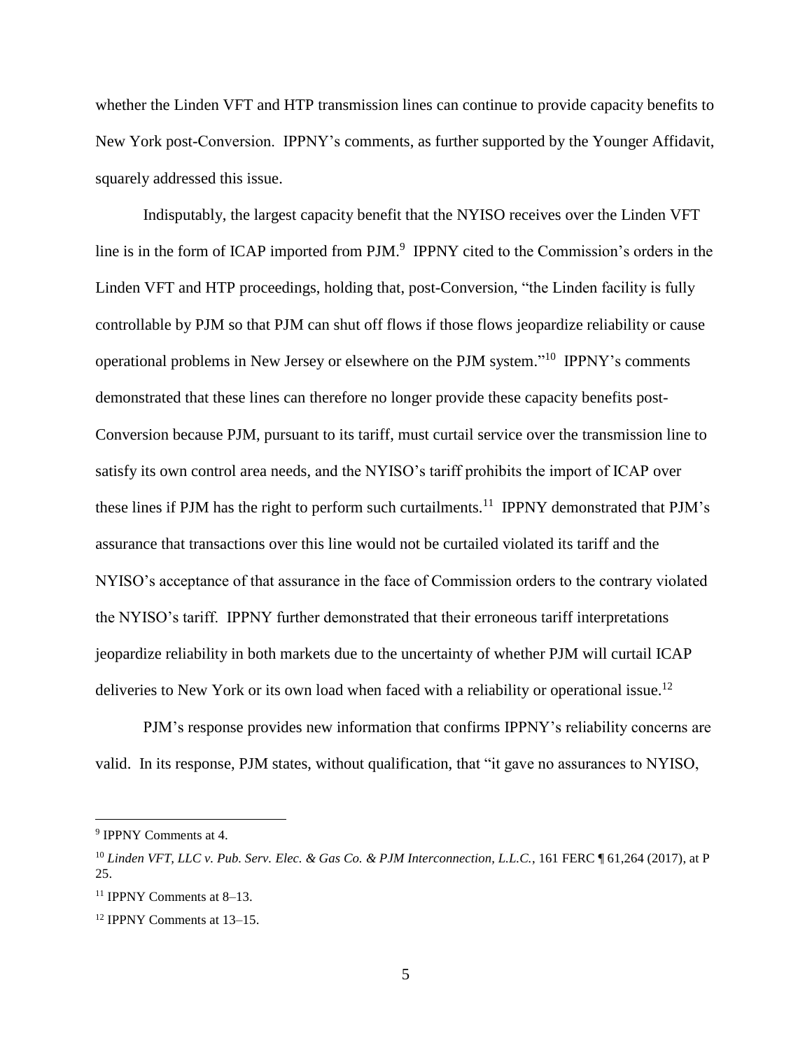whether the Linden VFT and HTP transmission lines can continue to provide capacity benefits to New York post-Conversion. IPPNY's comments, as further supported by the Younger Affidavit, squarely addressed this issue.

Indisputably, the largest capacity benefit that the NYISO receives over the Linden VFT line is in the form of ICAP imported from PJM.[9] IPPNY cited to the Commission's orders in the Linden VFT and HTP proceedings, holding that, post-Conversion, "the Linden facility is fully controllable by PJM so that PJM can shut off flows if those flows jeopardize reliability or cause operational problems in New Jersey or elsewhere on the PJM system."[10] IPPNY's comments demonstrated that these lines can therefore no longer provide these capacity benefits post-Conversion because PJM, pursuant to its tariff, must curtail service over the transmission line to satisfy its own control area needs, and the NYISO's tariff prohibits the import of ICAP over these lines if PJM has the right to perform such curtailments.[11] IPPNY demonstrated that PJM's assurance that transactions over this line would not be curtailed violated its tariff and the NYISO's acceptance of that assurance in the face of Commission orders to the contrary violated the NYISO's tariff. IPPNY further demonstrated that their erroneous tariff interpretations jeopardize reliability in both markets due to the uncertainty of whether PJM will curtail ICAP deliveries to New York or its own load when faced with a reliability or operational issue.[12]

PJM's response provides new information that confirms IPPNY's reliability concerns are valid. In its response, PJM states, without qualification, that "it gave no assurances to NYISO,

---

[9] IPPNY Comments at 4.

[10] *Linden VFT, LLC v. Pub. Serv. Elec. & Gas Co. & PJM Interconnection, L.L.C.*, 161 FERC ¶ 61,264 (2017), at P 25.

[11] IPPNY Comments at 8–13.

[12] IPPNY Comments at 13–15.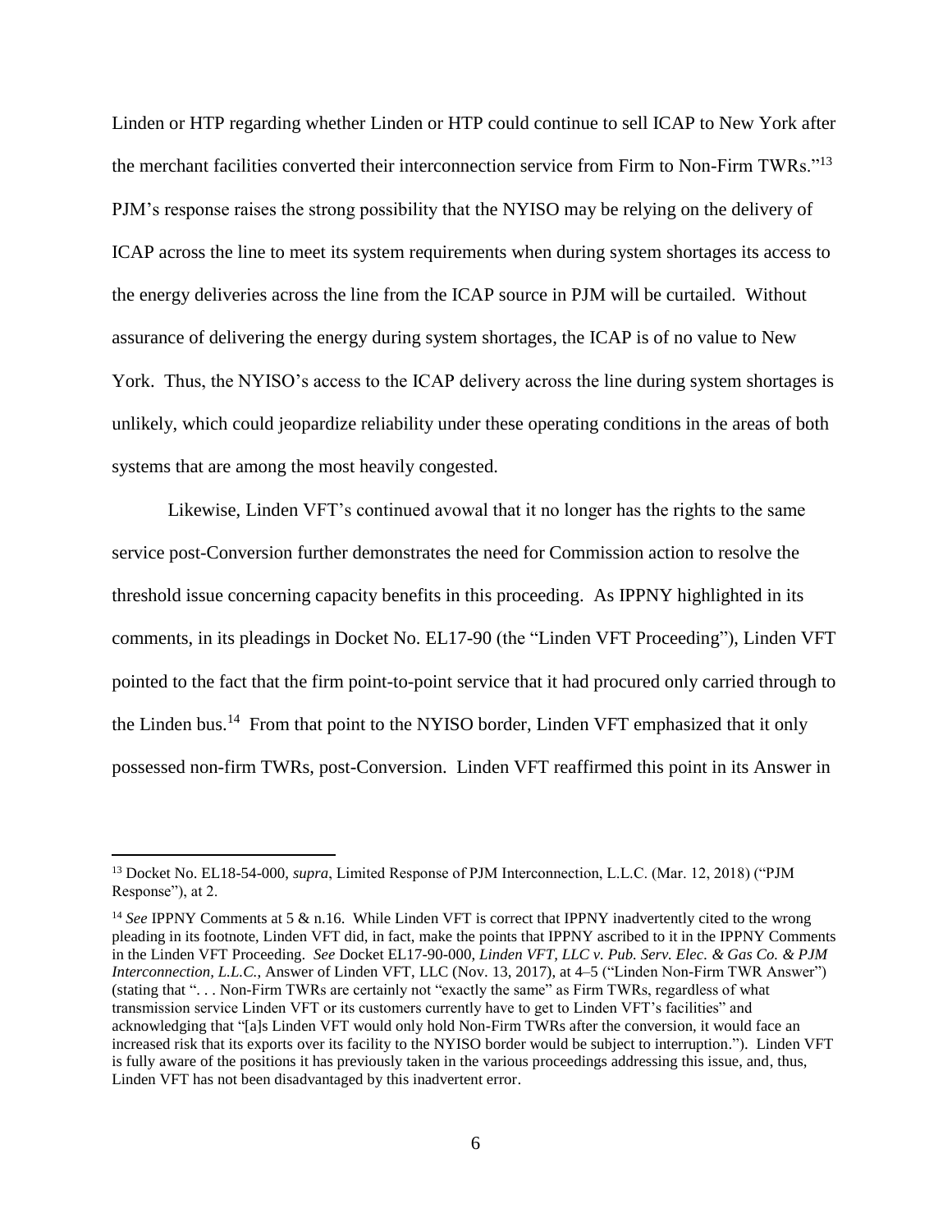Linden or HTP regarding whether Linden or HTP could continue to sell ICAP to New York after the merchant facilities converted their interconnection service from Firm to Non-Firm TWRs."[13] PJM's response raises the strong possibility that the NYISO may be relying on the delivery of ICAP across the line to meet its system requirements when during system shortages its access to the energy deliveries across the line from the ICAP source in PJM will be curtailed. Without assurance of delivering the energy during system shortages, the ICAP is of no value to New York. Thus, the NYISO's access to the ICAP delivery across the line during system shortages is unlikely, which could jeopardize reliability under these operating conditions in the areas of both systems that are among the most heavily congested.

Likewise, Linden VFT's continued avowal that it no longer has the rights to the same service post-Conversion further demonstrates the need for Commission action to resolve the threshold issue concerning capacity benefits in this proceeding. As IPPNY highlighted in its comments, in its pleadings in Docket No. EL17-90 (the "Linden VFT Proceeding"), Linden VFT pointed to the fact that the firm point-to-point service that it had procured only carried through to the Linden bus.[14] From that point to the NYISO border, Linden VFT emphasized that it only possessed non-firm TWRs, post-Conversion. Linden VFT reaffirmed this point in its Answer in

---

[13] Docket No. EL18-54-000, *supra*, Limited Response of PJM Interconnection, L.L.C. (Mar. 12, 2018) ("PJM Response"), at 2.

[14] *See* IPPNY Comments at 5 & n.16. While Linden VFT is correct that IPPNY inadvertently cited to the wrong pleading in its footnote, Linden VFT did, in fact, make the points that IPPNY ascribed to it in the IPPNY Comments in the Linden VFT Proceeding. *See* Docket EL17-90-000, *Linden VFT, LLC v. Pub. Serv. Elec. & Gas Co. & PJM Interconnection, L.L.C.*, Answer of Linden VFT, LLC (Nov. 13, 2017), at 4–5 ("Linden Non-Firm TWR Answer") (stating that ". . . Non-Firm TWRs are certainly not "exactly the same" as Firm TWRs, regardless of what transmission service Linden VFT or its customers currently have to get to Linden VFT's facilities" and acknowledging that "[a]s Linden VFT would only hold Non-Firm TWRs after the conversion, it would face an increased risk that its exports over its facility to the NYISO border would be subject to interruption."). Linden VFT is fully aware of the positions it has previously taken in the various proceedings addressing this issue, and, thus, Linden VFT has not been disadvantaged by this inadvertent error.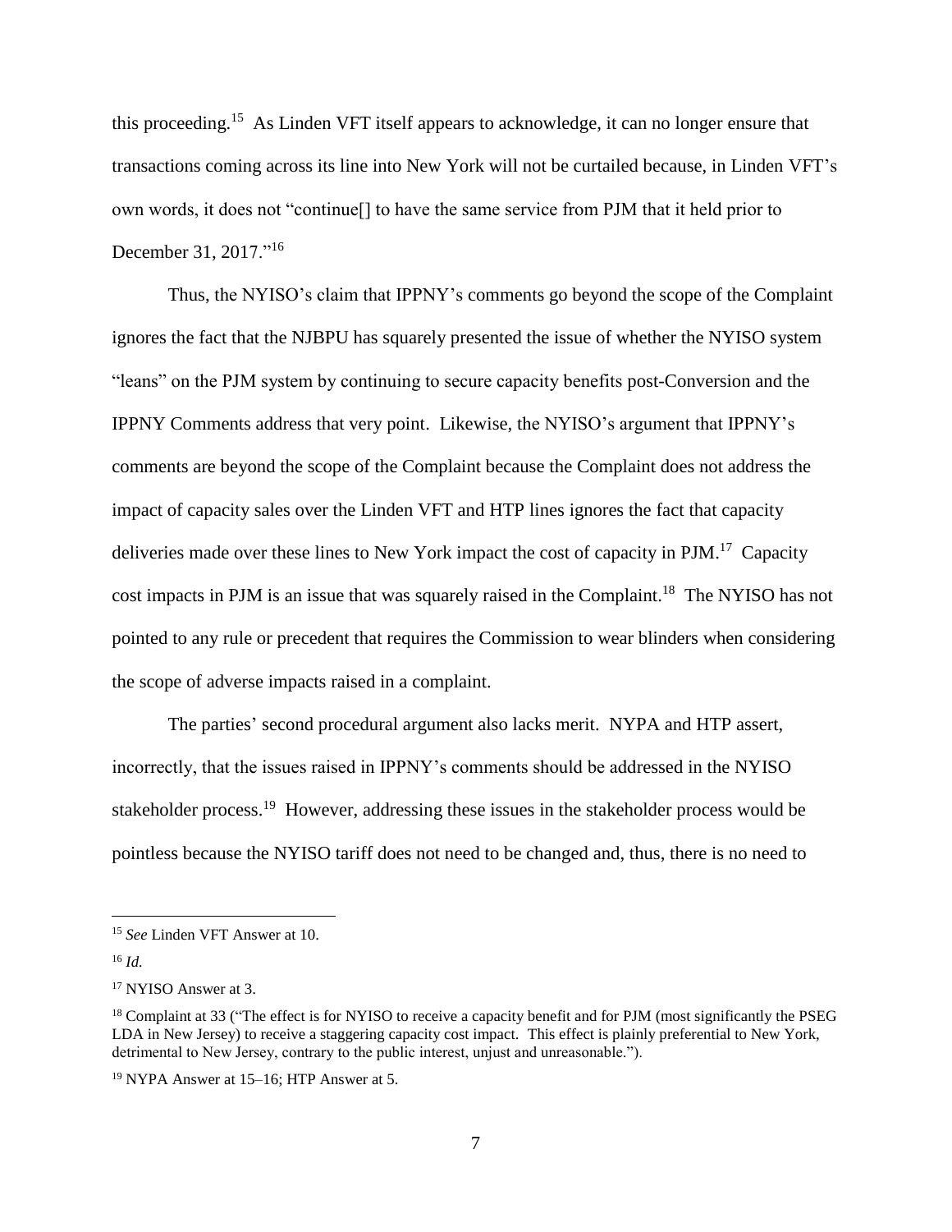this proceeding.[15] As Linden VFT itself appears to acknowledge, it can no longer ensure that transactions coming across its line into New York will not be curtailed because, in Linden VFT's own words, it does not "continue[] to have the same service from PJM that it held prior to December 31, 2017."[16]

Thus, the NYISO's claim that IPPNY's comments go beyond the scope of the Complaint ignores the fact that the NJBPU has squarely presented the issue of whether the NYISO system "leans" on the PJM system by continuing to secure capacity benefits post-Conversion and the IPPNY Comments address that very point. Likewise, the NYISO's argument that IPPNY's comments are beyond the scope of the Complaint because the Complaint does not address the impact of capacity sales over the Linden VFT and HTP lines ignores the fact that capacity deliveries made over these lines to New York impact the cost of capacity in PJM.[17] Capacity cost impacts in PJM is an issue that was squarely raised in the Complaint.[18] The NYISO has not pointed to any rule or precedent that requires the Commission to wear blinders when considering the scope of adverse impacts raised in a complaint.

The parties' second procedural argument also lacks merit. NYPA and HTP assert, incorrectly, that the issues raised in IPPNY's comments should be addressed in the NYISO stakeholder process.[19] However, addressing these issues in the stakeholder process would be pointless because the NYISO tariff does not need to be changed and, thus, there is no need to

---

[15] *See* Linden VFT Answer at 10.

[16] *Id.*

[17] NYISO Answer at 3.

[18] Complaint at 33 ("The effect is for NYISO to receive a capacity benefit and for PJM (most significantly the PSEG LDA in New Jersey) to receive a staggering capacity cost impact. This effect is plainly preferential to New York, detrimental to New Jersey, contrary to the public interest, unjust and unreasonable.").

[19] NYPA Answer at 15–16; HTP Answer at 5.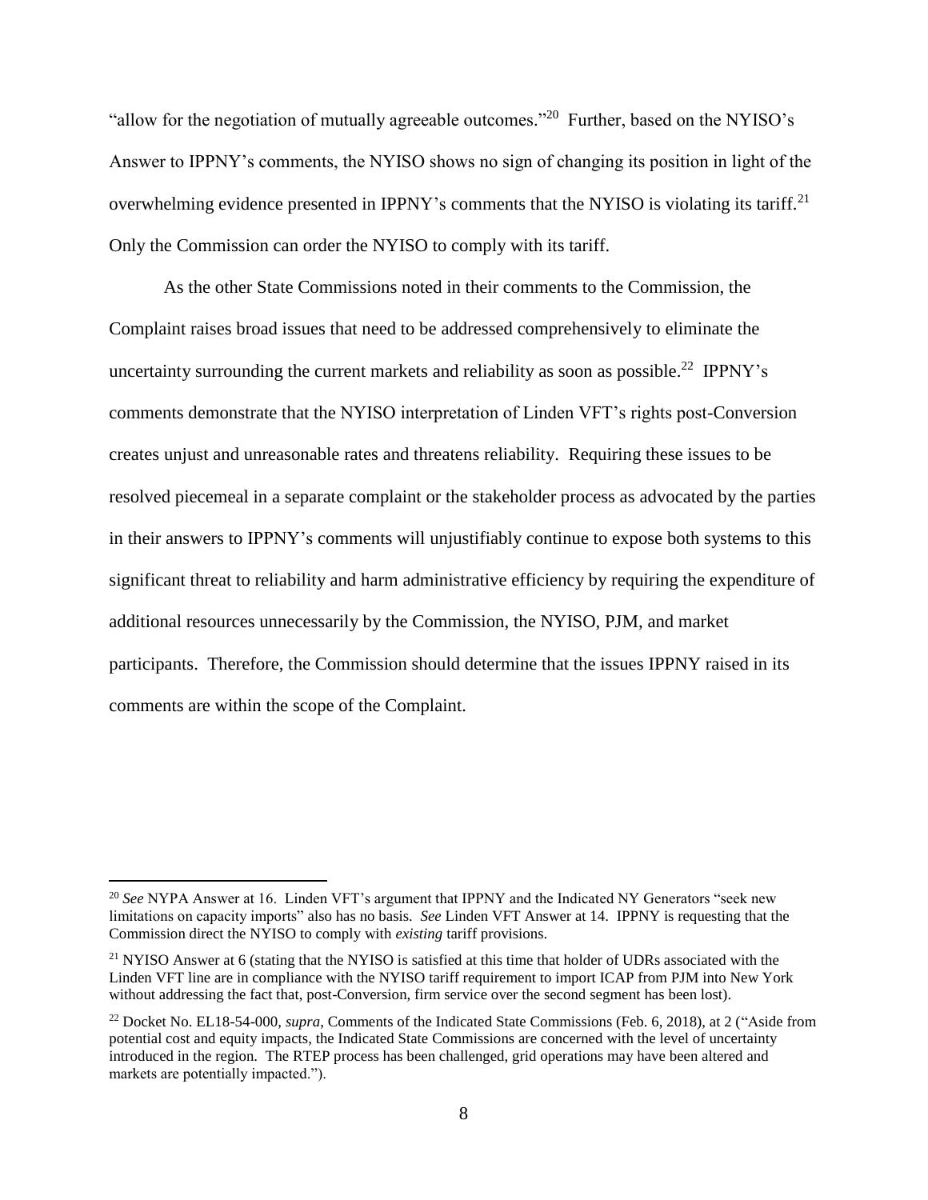"allow for the negotiation of mutually agreeable outcomes."[20] Further, based on the NYISO's Answer to IPPNY's comments, the NYISO shows no sign of changing its position in light of the overwhelming evidence presented in IPPNY's comments that the NYISO is violating its tariff.[21] Only the Commission can order the NYISO to comply with its tariff.

As the other State Commissions noted in their comments to the Commission, the Complaint raises broad issues that need to be addressed comprehensively to eliminate the uncertainty surrounding the current markets and reliability as soon as possible.[22] IPPNY's comments demonstrate that the NYISO interpretation of Linden VFT's rights post-Conversion creates unjust and unreasonable rates and threatens reliability. Requiring these issues to be resolved piecemeal in a separate complaint or the stakeholder process as advocated by the parties in their answers to IPPNY's comments will unjustifiably continue to expose both systems to this significant threat to reliability and harm administrative efficiency by requiring the expenditure of additional resources unnecessarily by the Commission, the NYISO, PJM, and market participants. Therefore, the Commission should determine that the issues IPPNY raised in its comments are within the scope of the Complaint.

---

[20] *See* NYPA Answer at 16. Linden VFT's argument that IPPNY and the Indicated NY Generators "seek new limitations on capacity imports" also has no basis. *See* Linden VFT Answer at 14. IPPNY is requesting that the Commission direct the NYISO to comply with *existing* tariff provisions.

[21] NYISO Answer at 6 (stating that the NYISO is satisfied at this time that holder of UDRs associated with the Linden VFT line are in compliance with the NYISO tariff requirement to import ICAP from PJM into New York without addressing the fact that, post-Conversion, firm service over the second segment has been lost).

[22] Docket No. EL18-54-000, *supra*, Comments of the Indicated State Commissions (Feb. 6, 2018), at 2 ("Aside from potential cost and equity impacts, the Indicated State Commissions are concerned with the level of uncertainty introduced in the region. The RTEP process has been challenged, grid operations may have been altered and markets are potentially impacted.").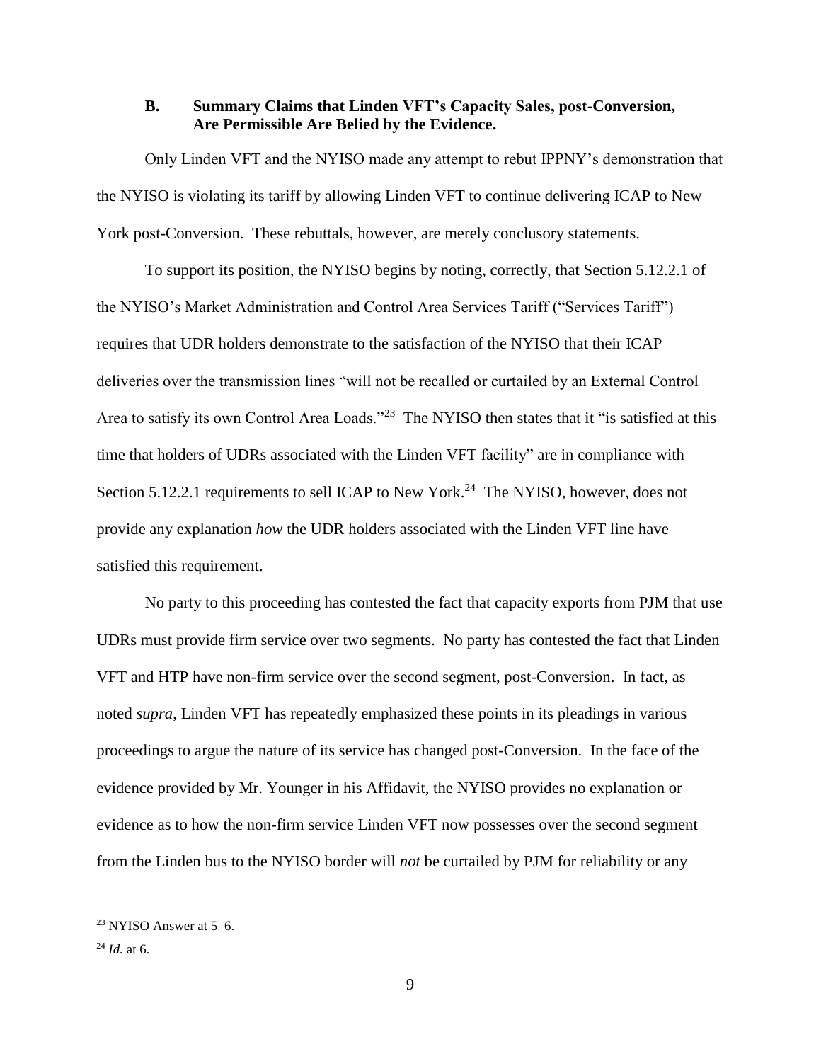### B. Summary Claims that Linden VFT's Capacity Sales, post-Conversion, Are Permissible Are Belied by the Evidence.

Only Linden VFT and the NYISO made any attempt to rebut IPPNY's demonstration that the NYISO is violating its tariff by allowing Linden VFT to continue delivering ICAP to New York post-Conversion. These rebuttals, however, are merely conclusory statements.

To support its position, the NYISO begins by noting, correctly, that Section 5.12.2.1 of the NYISO's Market Administration and Control Area Services Tariff ("Services Tariff") requires that UDR holders demonstrate to the satisfaction of the NYISO that their ICAP deliveries over the transmission lines "will not be recalled or curtailed by an External Control Area to satisfy its own Control Area Loads."[23] The NYISO then states that it "is satisfied at this time that holders of UDRs associated with the Linden VFT facility" are in compliance with Section 5.12.2.1 requirements to sell ICAP to New York.[24] The NYISO, however, does not provide any explanation *how* the UDR holders associated with the Linden VFT line have satisfied this requirement.

No party to this proceeding has contested the fact that capacity exports from PJM that use UDRs must provide firm service over two segments. No party has contested the fact that Linden VFT and HTP have non-firm service over the second segment, post-Conversion. In fact, as noted *supra*, Linden VFT has repeatedly emphasized these points in its pleadings in various proceedings to argue the nature of its service has changed post-Conversion. In the face of the evidence provided by Mr. Younger in his Affidavit, the NYISO provides no explanation or evidence as to how the non-firm service Linden VFT now possesses over the second segment from the Linden bus to the NYISO border will *not* be curtailed by PJM for reliability or any

---

[23] NYISO Answer at 5–6.

[24] *Id.* at 6.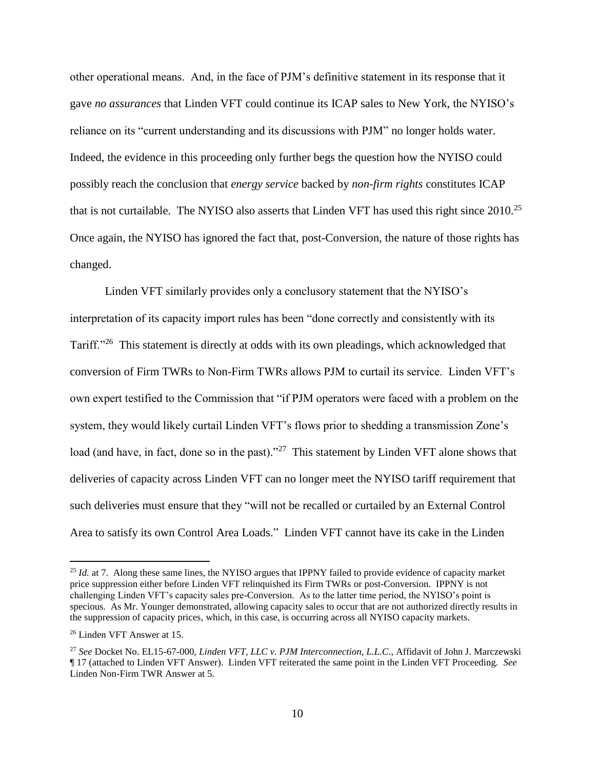other operational means. And, in the face of PJM's definitive statement in its response that it gave *no assurances* that Linden VFT could continue its ICAP sales to New York, the NYISO's reliance on its "current understanding and its discussions with PJM" no longer holds water. Indeed, the evidence in this proceeding only further begs the question how the NYISO could possibly reach the conclusion that *energy service* backed by *non-firm rights* constitutes ICAP that is not curtailable. The NYISO also asserts that Linden VFT has used this right since 2010.[25] Once again, the NYISO has ignored the fact that, post-Conversion, the nature of those rights has changed.

Linden VFT similarly provides only a conclusory statement that the NYISO's interpretation of its capacity import rules has been "done correctly and consistently with its Tariff."[26] This statement is directly at odds with its own pleadings, which acknowledged that conversion of Firm TWRs to Non-Firm TWRs allows PJM to curtail its service. Linden VFT's own expert testified to the Commission that "if PJM operators were faced with a problem on the system, they would likely curtail Linden VFT's flows prior to shedding a transmission Zone's load (and have, in fact, done so in the past)."[27] This statement by Linden VFT alone shows that deliveries of capacity across Linden VFT can no longer meet the NYISO tariff requirement that such deliveries must ensure that they "will not be recalled or curtailed by an External Control Area to satisfy its own Control Area Loads." Linden VFT cannot have its cake in the Linden

---

[25] *Id.* at 7. Along these same lines, the NYISO argues that IPPNY failed to provide evidence of capacity market price suppression either before Linden VFT relinquished its Firm TWRs or post-Conversion. IPPNY is not challenging Linden VFT's capacity sales pre-Conversion. As to the latter time period, the NYISO's point is specious. As Mr. Younger demonstrated, allowing capacity sales to occur that are not authorized directly results in the suppression of capacity prices, which, in this case, is occurring across all NYISO capacity markets.

[26] Linden VFT Answer at 15.

[27] *See* Docket No. EL15-67-000, *Linden VFT, LLC v. PJM Interconnection, L.L.C*., Affidavit of John J. Marczewski ¶ 17 (attached to Linden VFT Answer). Linden VFT reiterated the same point in the Linden VFT Proceeding. *See* Linden Non-Firm TWR Answer at 5.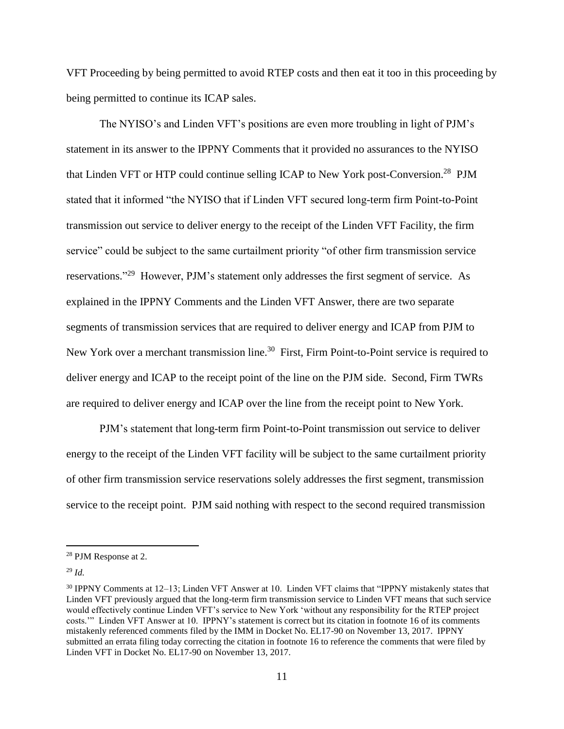VFT Proceeding by being permitted to avoid RTEP costs and then eat it too in this proceeding by being permitted to continue its ICAP sales.

The NYISO's and Linden VFT's positions are even more troubling in light of PJM's statement in its answer to the IPPNY Comments that it provided no assurances to the NYISO that Linden VFT or HTP could continue selling ICAP to New York post-Conversion.[28] PJM stated that it informed "the NYISO that if Linden VFT secured long-term firm Point-to-Point transmission out service to deliver energy to the receipt of the Linden VFT Facility, the firm service" could be subject to the same curtailment priority "of other firm transmission service reservations."[29] However, PJM's statement only addresses the first segment of service. As explained in the IPPNY Comments and the Linden VFT Answer, there are two separate segments of transmission services that are required to deliver energy and ICAP from PJM to New York over a merchant transmission line.[30] First, Firm Point-to-Point service is required to deliver energy and ICAP to the receipt point of the line on the PJM side. Second, Firm TWRs are required to deliver energy and ICAP over the line from the receipt point to New York.

PJM's statement that long-term firm Point-to-Point transmission out service to deliver energy to the receipt of the Linden VFT facility will be subject to the same curtailment priority of other firm transmission service reservations solely addresses the first segment, transmission service to the receipt point. PJM said nothing with respect to the second required transmission

---

[28] PJM Response at 2.

[29] *Id.*

[30] IPPNY Comments at 12–13; Linden VFT Answer at 10. Linden VFT claims that "IPPNY mistakenly states that Linden VFT previously argued that the long-term firm transmission service to Linden VFT means that such service would effectively continue Linden VFT's service to New York 'without any responsibility for the RTEP project costs.'" Linden VFT Answer at 10. IPPNY's statement is correct but its citation in footnote 16 of its comments mistakenly referenced comments filed by the IMM in Docket No. EL17-90 on November 13, 2017. IPPNY submitted an errata filing today correcting the citation in footnote 16 to reference the comments that were filed by Linden VFT in Docket No. EL17-90 on November 13, 2017.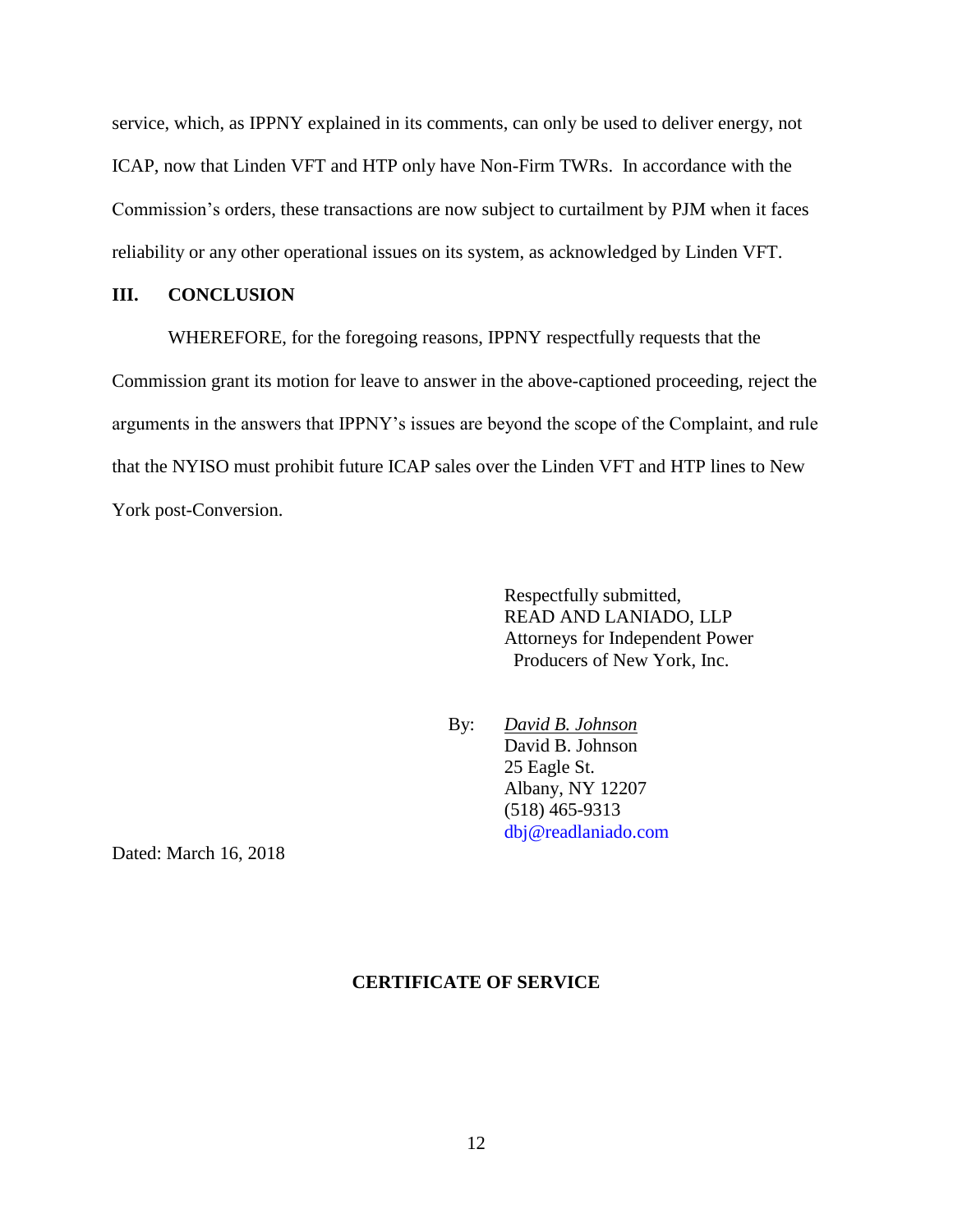service, which, as IPPNY explained in its comments, can only be used to deliver energy, not ICAP, now that Linden VFT and HTP only have Non-Firm TWRs. In accordance with the Commission's orders, these transactions are now subject to curtailment by PJM when it faces reliability or any other operational issues on its system, as acknowledged by Linden VFT.

## III. CONCLUSION

WHEREFORE, for the foregoing reasons, IPPNY respectfully requests that the Commission grant its motion for leave to answer in the above-captioned proceeding, reject the arguments in the answers that IPPNY's issues are beyond the scope of the Complaint, and rule that the NYISO must prohibit future ICAP sales over the Linden VFT and HTP lines to New York post-Conversion.

Respectfully submitted,
READ AND LANIADO, LLP
Attorneys for Independent Power Producers of New York, Inc.

By: *David B. Johnson*
David B. Johnson
25 Eagle St.
Albany, NY 12207
(518) 465-9313
dbj@readlaniado.com

Dated: March 16, 2018

**CERTIFICATE OF SERVICE**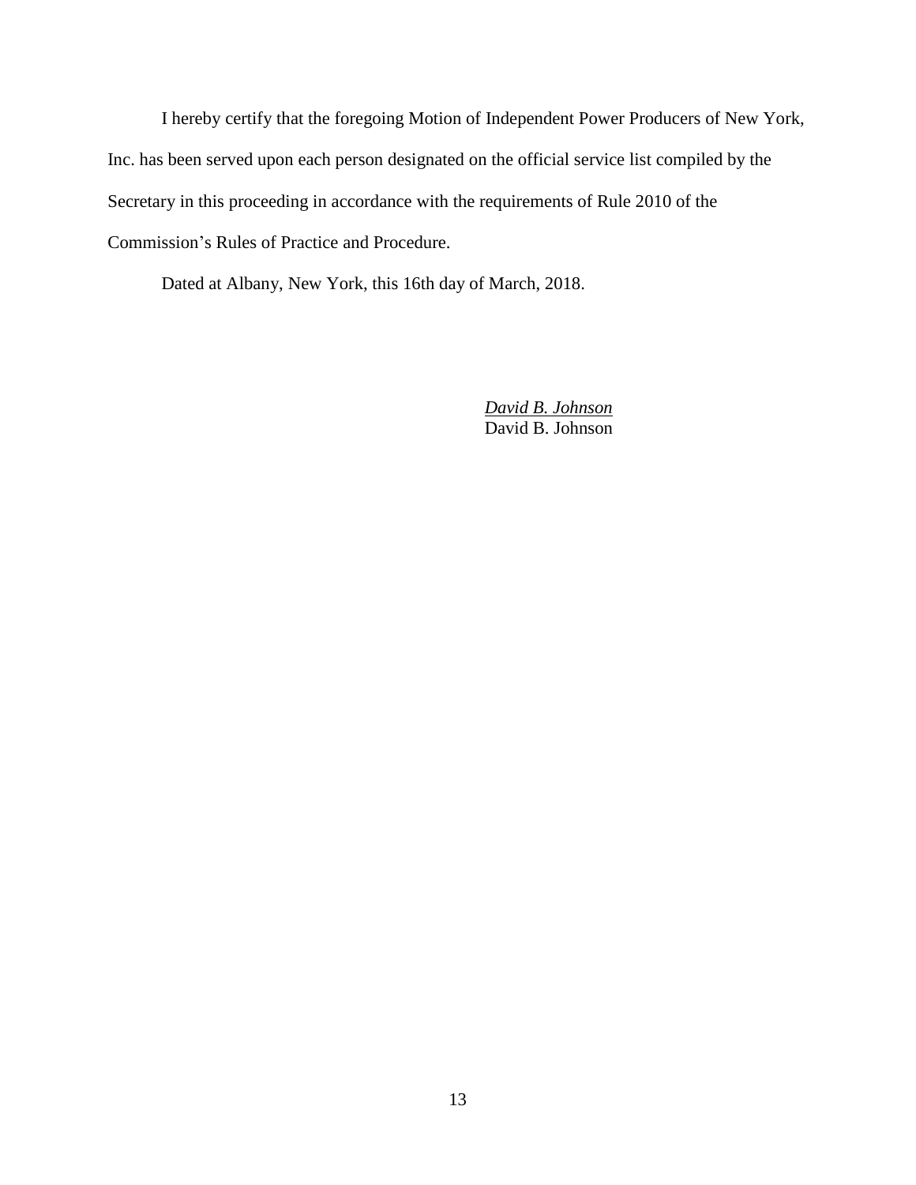I hereby certify that the foregoing Motion of Independent Power Producers of New York, Inc. has been served upon each person designated on the official service list compiled by the Secretary in this proceeding in accordance with the requirements of Rule 2010 of the Commission's Rules of Practice and Procedure.

Dated at Albany, New York, this 16th day of March, 2018.

*David B. Johnson*
David B. Johnson